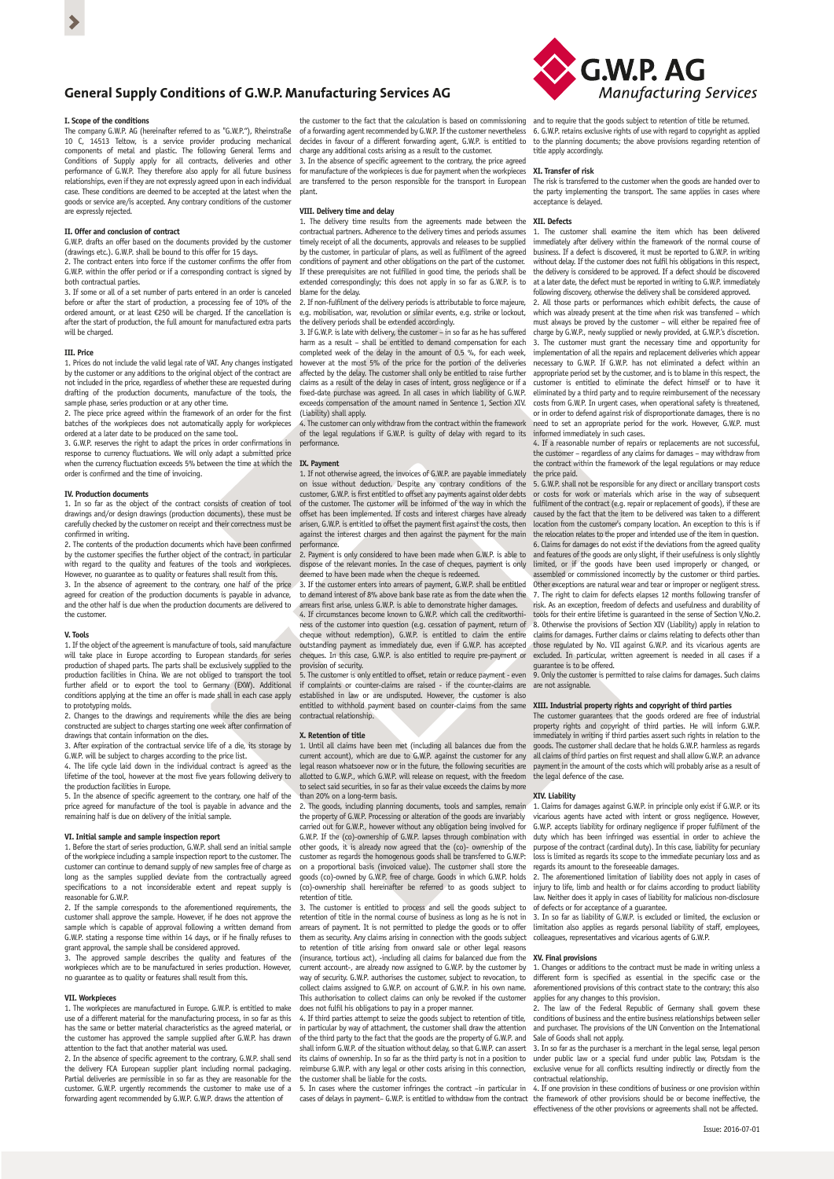# General Supply Conditions of G.W.P. Manufacturing Services AG

## I. Scope of the conditions

The company G.W.P. AG (hereinafter referred to as "G.W.P."), Rheinstraße 10 C, 14513 Teltow, is a service provider producing mechanical components of metal and plastic. The following General Terms and Conditions of Supply apply for all contracts, deliveries and other performance of G.W.P. They therefore also apply for all future business relationships, even if they are not expressly agreed upon in each individual case. These conditions are deemed to be accepted at the latest when the goods or service are/is accepted. Any contrary conditions of the customer are expressly rejected.

## II. Offer and conclusion of contract

G.W.P. drafts an offer based on the documents provided by the customer (drawings etc.). G.W.P. shall be bound to this offer for 15 days.

2. The contract enters into force if the customer confirms the offer from G.W.P. within the offer period or if a corresponding contract is signed by both contractual parties.

3. If some or all of a set number of parts entered in an order is canceled before or after the start of production, a processing fee of 10% of the ordered amount, or at least €250 will be charged. If the cancellation is after the start of production, the full amount for manufactured extra parts will be charged.

## III. Price

1. Prices do not include the valid legal rate of VAT. Any changes instigated by the customer or any additions to the original object of the contract are not included in the price, regardless of whether these are requested during drafting of the production documents, manufacture of the tools, the sample phase, series production or at any other time.

2. The piece price agreed within the framework of an order for the first batches of the workpieces does not automatically apply for workpieces ordered at a later date to be produced on the same tool.

3. G.W.P. reserves the right to adapt the prices in order confirmations in response to currency fluctuations. We will only adapt a submitted price when the currency fluctuation exceeds 5% between the time at which the order is confirmed and the time of invoicing.

## IV. Production documents

1. In so far as the object of the contract consists of creation of tool drawings and/or design drawings (production documents), these must be carefully checked by the customer on receipt and their correctness must be confirmed in writing.

2. The contents of the production documents which have been confirmed by the customer specifies the further object of the contract, in particular with regard to the quality and features of the tools and workpieces. However, no guarantee as to quality or features shall result from this.

3. In the absence of agreement to the contrary, one half of the price agreed for creation of the production documents is payable in advance, and the other half is due when the production documents are delivered to the customer.

## V. Tools

1. If the object of the agreement is manufacture of tools, said manufacture will take place in Europe according to European standards for series production of shaped parts. The parts shall be exclusively supplied to the production facilities in China. We are not obliged to transport the tool further afield or to export the tool to Germany (EXW). Additional conditions applying at the time an offer is made shall in each case apply to prototyping molds.

2. Changes to the drawings and requirements while the dies are being constructed are subject to charges starting one week after confirmation of drawings that contain information on the dies.

3. After expiration of the contractual service life of a die, its storage by G.W.P. will be subject to charges according to the price list.

4. The life cycle laid down in the individual contract is agreed as the lifetime of the tool, however at the most five years following delivery to the production facilities in Europe.

5. In the absence of specific agreement to the contrary, one half of the price agreed for manufacture of the tool is payable in advance and the remaining half is due on delivery of the initial sample.

## VI. Initial sample and sample inspection report

1. Before the start of series production, G.W.P. shall send an initial sample of the workpiece including a sample inspection report to the customer. The customer can continue to demand supply of new samples free of charge as long as the samples supplied deviate from the contractually agreed specifications to a not inconsiderable extent and repeat supply is reasonable for G.W.P.

2. If the sample corresponds to the aforementioned requirements, the customer shall approve the sample. However, if he does not approve the sample which is capable of approval following a written demand from G.W.P. stating a response time within 14 days, or if he finally refuses to grant approval, the sample shall be considered approved.

3. The approved sample describes the quality and features of the workpieces which are to be manufactured in series production. However, no guarantee as to quality or features shall result from this.

## VII. Workpieces

1. The workpieces are manufactured in Europe. G.W.P. is entitled to make use of a different material for the manufacturing process, in so far as this has the same or better material characteristics as the agreed material, or the customer has approved the sample supplied after G.W.P. has drawn attention to the fact that another material was used.

2. In the absence of specific agreement to the contrary, G.W.P. shall send the delivery FCA European supplier plant including normal packaging. Partial deliveries are permissible in so far as they are reasonable for the customer. G.W.P. urgently recommends the customer to make use of a forwarding agent recommended by G.W.P. G.W.P. draws the attention of the customer to the fact that the calculation is based on commissioning of a forwarding agent recommended by G.W.P. If the customer nevertheless decides in favour of a different forwarding agent, G.W.P. is entitled to charge any additional costs arising as a result to the customer.

3. In the absence of specific agreement to the contrary, the price agreed for manufacture of the workpieces is due for payment when the workpieces are transferred to the person responsible for the transport in European plant.

## VIII. Delivery time and delay

1. The delivery time results from the agreements made between the contractual partners. Adherence to the delivery times and periods assumes timely receipt of all the documents, approvals and releases to be supplied by the customer, in particular of plans, as well as fulfilment of the agreed conditions of payment and other obligations on the part of the customer. If these prerequisites are not fulfilled in good time, the periods shall be extended correspondingly; this does not apply in so far as G.W.P. is to blame for the delay.

2. If non-fulfilment of the delivery periods is attributable to force majeure, e.g. mobilisation, war, revolution or similar events, e.g. strike or lockout, the delivery periods shall be extended accordingly.

3. If G.W.P. is late with delivery, the customer – in so far as he has suffered harm as a result – shall be entitled to demand compensation for each completed week of the delay in the amount of 0.5 %, for each week, however at the most 5% of the price for the portion of the deliveries affected by the delay. The customer shall only be entitled to raise further claims as a result of the delay in cases of intent, gross negligence or if a fixed-date purchase was agreed. In all cases in which liability of G.W.P. exceeds compensation of the amount named in Sentence 1, Section XIV. (Liability) shall apply.

4. The customer can only withdraw from the contract within the framework of the legal regulations if G.W.P. is guilty of delay with regard to its performance.

## IX. Payment

1. If not otherwise agreed, the invoices of G.W.P. are payable immediately on issue without deduction. Despite any contrary conditions of the customer, G.W.P. is first entitled to offset any payments against older debts of the customer. The customer will be informed of the way in which the offset has been implemented. If costs and interest charges have already arisen, G.W.P. is entitled to offset the payment first against the costs, then against the interest charges and then against the payment for the main performance.

2. Payment is only considered to have been made when G.W.P. is able to dispose of the relevant monies. In the case of cheques, payment is only deemed to have been made when the cheque is redeemed.

3. If the customer enters into arrears of payment, G.W.P. shall be entitled to demand interest of 8% above bank base rate as from the date when the arrears first arise, unless G.W.P. is able to demonstrate higher damages.

4. If circumstances become known to G.W.P. which call the creditworthiness of the customer into question (e.g. cessation of payment, return of cheque without redemption), G.W.P. is entitled to claim the entire outstanding payment as immediately due, even if G.W.P. has accepted cheques. In this case, G.W.P. is also entitled to require pre-payment or provision of security.

5. The customer is only entitled to offset, retain or reduce payment - even if complaints or counter-claims are raised - if the counter-claims are established in law or are undisputed. However, the customer is also entitled to withhold payment based on counter-claims from the same contractual relationship.

## X. Retention of title

1. Until all claims have been met (including all balances due from the current account), which are due to G.W.P. against the customer for any legal reason whatsoever now or in the future, the following securities are allotted to G.W.P., which G.W.P. will release on request, with the freedom to select said securities, in so far as their value exceeds the claims by more than 20% on a long-term basis.

2. The goods, including planning documents, tools and samples, remain the property of G.W.P. Processing or alteration of the goods are invariably carried out for G.W.P., however without any obligation being involved for G.W.P. If the (co)-ownership of G.W.P. lapses through combination with other goods, it is already now agreed that the (co)- ownership of the customer as regards the homogenous goods shall be transferred to G.W.P. on a proportional basis (invoiced value). The customer shall store the goods (co)-owned by G.W.P. free of charge. Goods in which G.W.P. holds (co)-ownership shall hereinafter be referred to as goods subject to retention of title.

3. The customer is entitled to process and sell the goods subject to retention of title in the normal course of business as long as he is not in arrears of payment. It is not permitted to pledge the goods or to offer them as security. Any claims arising in connection with the goods subject to retention of title arising from onward sale or other legal reasons (insurance, tortious act), -including all claims for balanced due from the current account-, are already now assigned to G.W.P. by the customer by way of security. G.W.P. authorises the customer, subject to revocation, to collect claims assigned to G.W.P. on account of G.W.P. in his own name. This authorisation to collect claims can only be revoked if the customer does not fulfil his obligations to pay in a proper manner.

4. If third parties attempt to seize the goods subject to retention of title, in particular by way of attachment, the customer shall draw the attention of the third party to the fact that the goods are the property of G.W.P. and shall inform G.W.P. of the situation without delay, so that G.W.P. can assert its claims of ownership. In so far as the third party is not in a position to reimburse G.W.P. with any legal or other costs arising in this connection, the customer shall be liable for the costs.

5. In cases where the customer infringes the contract –in particular in cases of delays in payment– G.W.P. is entitled to withdraw from the contract and to require that the goods subject to retention of title be returned.

6. G.W.P. retains exclusive rights of use with regard to copyright as applied to the planning documents; the above provisions regarding retention of title apply accordingly.

## XI. Transfer of risk

The risk is transferred to the customer when the goods are handed over to the party implementing the transport. The same applies in cases where acceptance is delayed.

## XII. Defects

1. The customer shall examine the item which has been delivered immediately after delivery within the framework of the normal course of business. If a defect is discovered, it must be reported to G.W.P. in writing without delay. If the customer does not fulfil his obligations in this respect, the delivery is considered to be approved. If a defect should be discovered at a later date, the defect must be reported in writing to G.W.P. immediately following discovery, otherwise the delivery shall be considered approved.

2. All those parts or performances which exhibit defects, the cause of which was already present at the time when risk was transferred – which must always be proved by the customer – will either be repaired free of charge by G.W.P., newly supplied or newly provided, at G.W.P.'s discretion.

3. The customer must grant the necessary time and opportunity for implementation of all the repairs and replacement deliveries which appear necessary to G.W.P. If G.W.P. has not eliminated a defect within an appropriate period set by the customer, and is to blame in this respect, the customer is entitled to eliminate the defect himself or to have it eliminated by a third party and to require reimbursement of the necessary costs from G.W.P. In urgent cases, when operational safety is threatened, or in order to defend against risk of disproportionate damages, there is no need to set an appropriate period for the work. However, G.W.P. must informed immediately in such cases.

4. If a reasonable number of repairs or replacements are not successful, the customer – regardless of any claims for damages – may withdraw from the contract within the framework of the legal regulations or may reduce the price paid.

5. G.W.P. shall not be responsible for any direct or ancillary transport costs or costs for work or materials which arise in the way of subsequent fulfilment of the contract (e.g. repair or replacement of goods), if these are caused by the fact that the item to be delivered was taken to a different location from the customer's company location. An exception to this is if the relocation relates to the proper and intended use of the item in question.

6. Claims for damages do not exist if the deviations from the agreed quality and features of the goods are only slight, if their usefulness is only slightly limited, or if the goods have been used improperly or changed, or assembled or commissioned incorrectly by the customer or third parties. Other exceptions are natural wear and tear or improper or negligent stress.

7. The right to claim for defects elapses 12 months following transfer of risk. As an exception, freedom of defects and usefulness and durability of tools for their entire lifetime is guaranteed in the sense of Section V,No.2.

8. Otherwise the provisions of Section XIV (Liability) apply in relation to claims for damages. Further claims or claims relating to defects other than those regulated by No. VII against G.W.P. and its vicarious agents are excluded. In particular, written agreement is needed in all cases if a guarantee is to be offered.

9. Only the customer is permitted to raise claims for damages. Such claims are not assignable.

## XIII. Industrial property rights and copyright of third parties

The customer guarantees that the goods ordered are free of industrial property rights and copyright of third parties. He will inform G.W.P. immediately in writing if third parties assert such rights in relation to the goods. The customer shall declare that he holds G.W.P. harmless as regards all claims of third parties on first request and shall allow G.W.P. an advance payment in the amount of the costs which will probably arise as a result of the legal defence of the case.

## XIV. Liability

1. Claims for damages against G.W.P. in principle only exist if G.W.P. or its vicarious agents have acted with intent or gross negligence. However, G.W.P. accepts liability for ordinary negligence if proper fulfilment of the duty which has been infringed was essential in order to achieve the purpose of the contract (cardinal duty). In this case, liability for pecuniary loss is limited as regards its scope to the immediate pecuniary loss and as regards its amount to the foreseeable damages.

2. The aforementioned limitation of liability does not apply in cases of injury to life, limb and health or for claims according to product liability law. Neither does it apply in cases of liability for malicious non-disclosure of defects or for acceptance of a guarantee.

3. In so far as liability of G.W.P. is excluded or limited, the exclusion or limitation also applies as regards personal liability of staff, employees, colleagues, representatives and vicarious agents of G.W.P.

## XV. Final provisions

1. Changes or additions to the contract must be made in writing unless a different form is specified as essential in the specific case or the aforementioned provisions of this contract state to the contrary; this also applies for any changes to this provision.

2. The law of the Federal Republic of Germany shall govern these conditions of business and the entire business relationships between seller and purchaser. The provisions of the UN Convention on the International Sale of Goods shall not apply.

3. In so far as the purchaser is a merchant in the legal sense, legal person under public law or a special fund under public law, Potsdam is the exclusive venue for all conflicts resulting indirectly or directly from the contractual relationship.

4. If one provision in these conditions of business or one provision within the framework of other provisions should be or become ineffective, the effectiveness of the other provisions or agreements shall not be affected.

Issue: 2016-07-01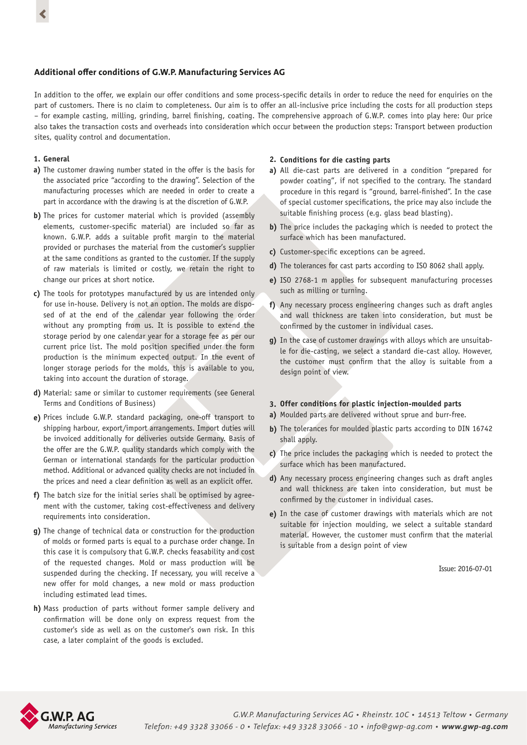## Additional offer conditions of G.W.P. Manufacturing Services AG

In addition to the offer, we explain our offer conditions and some process-specific details in order to reduce the need for enquiries on the part of customers. There is no claim to completeness. Our aim is to offer an all-inclusive price including the costs for all production steps – for example casting, milling, grinding, barrel finishing, coating. The comprehensive approach of G.W.P. comes into play here: Our price also takes the transaction costs and overheads into consideration which occur between the production steps: Transport between production sites, quality control and documentation.

### 1. General

**a)** The customer drawing number stated in the offer is the basis for the associated price "according to the drawing". Selection of the manufacturing processes which are needed in order to create a part in accordance with the drawing is at the discretion of G.W.P.

**b)** The prices for customer material which is provided (assembly elements, customer-specific material) are included so far as known. G.W.P. adds a suitable profit margin to the material provided or purchases the material from the customer's supplier at the same conditions as granted to the customer. If the supply of raw materials is limited or costly, we retain the right to change our prices at short notice.

**c)** The tools for prototypes manufactured by us are intended only for use in-house. Delivery is not an option. The molds are disposed of at the end of the calendar year following the order without any prompting from us. It is possible to extend the storage period by one calendar year for a storage fee as per our current price list. The mold position specified under the form production is the minimum expected output. In the event of longer storage periods for the molds, this is available to you, taking into account the duration of storage.

**d)** Material: same or similar to customer requirements (see General Terms and Conditions of Business)

**e)** Prices include G.W.P. standard packaging, one-off transport to shipping harbour, export/import arrangements. Import duties will be invoiced additionally for deliveries outside Germany. Basis of the offer are the G.W.P. quality standards which comply with the German or international standards for the particular production method. Additional or advanced quality checks are not included in the prices and need a clear definition as well as an explicit offer.

**f)** The batch size for the initial series shall be optimised by agreement with the customer, taking cost-effectiveness and delivery requirements into consideration.

**g)** The change of technical data or construction for the production of molds or formed parts is equal to a purchase order change. In this case it is compulsory that G.W.P. checks feasability and cost of the requested changes. Mold or mass production will be suspended during the checking. If necessary, you will receive a new offer for mold changes, a new mold or mass production including estimated lead times.

**h)** Mass production of parts without former sample delivery and confirmation will be done only on express request from the customer's side as well as on the customer's own risk. In this case, a later complaint of the goods is excluded.

### 2. Conditions for die casting parts

**a)** All die-cast parts are delivered in a condition "prepared for powder coating", if not specified to the contrary. The standard procedure in this regard is "ground, barrel-finished". In the case of special customer specifications, the price may also include the suitable finishing process (e.g. glass bead blasting).

**b)** The price includes the packaging which is needed to protect the surface which has been manufactured.

**c)** Customer-specific exceptions can be agreed.

**d)** The tolerances for cast parts according to ISO 8062 shall apply.

**e)** ISO 2768-1 m applies for subsequent manufacturing processes such as milling or turning.

**f)** Any necessary process engineering changes such as draft angles and wall thickness are taken into consideration, but must be confirmed by the customer in individual cases.

**g)** In the case of customer drawings with alloys which are unsuitable for die-casting, we select a standard die-cast alloy. However, the customer must confirm that the alloy is suitable from a design point of view.

### 3. Offer conditions for plastic injection-moulded parts

**a)** Moulded parts are delivered without sprue and burr-free.

**b)** The tolerances for moulded plastic parts according to DIN 16742 shall apply.

**c)** The price includes the packaging which is needed to protect the surface which has been manufactured.

**d)** Any necessary process engineering changes such as draft angles and wall thickness are taken into consideration, but must be confirmed by the customer in individual cases.

**e)** In the case of customer drawings with materials which are not suitable for injection moulding, we select a suitable standard material. However, the customer must confirm that the material is suitable from a design point of view

Issue: 2016-07-01

G.W.P. AG Manufacturing Services

*G.W.P. Manufacturing Services AG • Rheinstr. 10C • 14513 Teltow • Germany*
*Telefon: +49 3328 33066 - 0 • Telefax: +49 3328 33066 - 10 • info@gwp-ag.com • **www.gwp-ag.com***